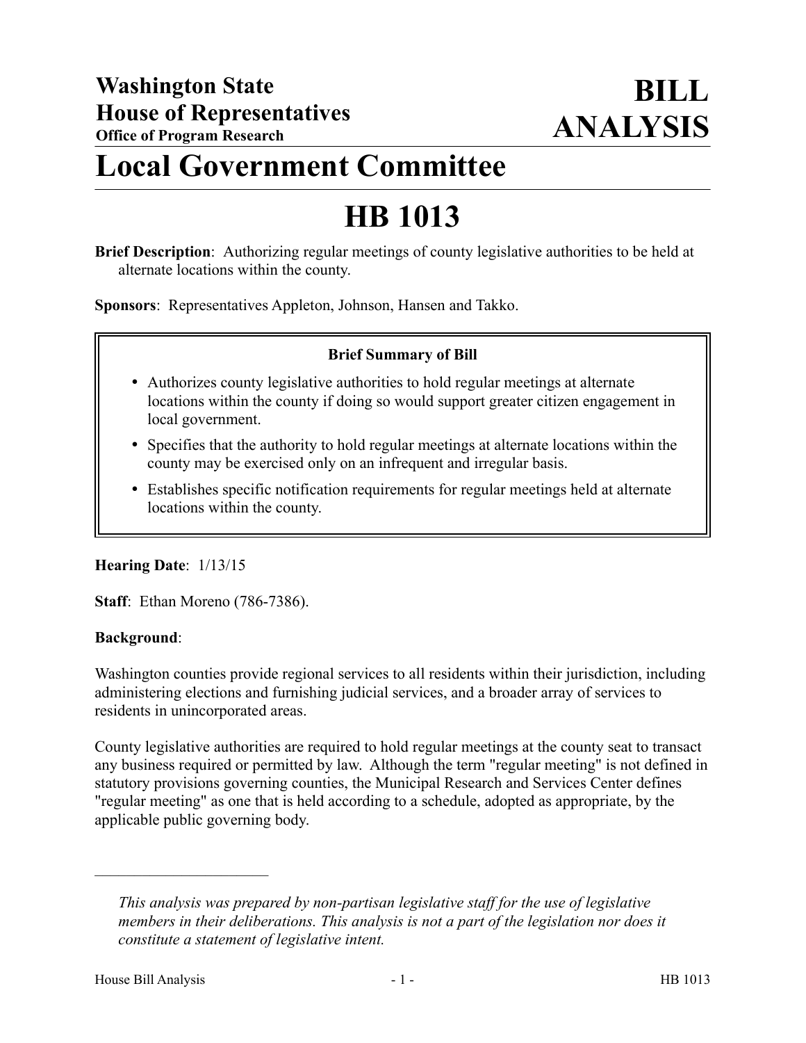# Washington State House of Representatives
**Office of Program Research**

# BILL ANALYSIS

# Local Government Committee

# HB 1013

**Brief Description**: Authorizing regular meetings of county legislative authorities to be held at alternate locations within the county.

**Sponsors**: Representatives Appleton, Johnson, Hansen and Takko.

**Brief Summary of Bill**

- Authorizes county legislative authorities to hold regular meetings at alternate locations within the county if doing so would support greater citizen engagement in local government.
- Specifies that the authority to hold regular meetings at alternate locations within the county may be exercised only on an infrequent and irregular basis.
- Establishes specific notification requirements for regular meetings held at alternate locations within the county.

**Hearing Date**: 1/13/15

**Staff**: Ethan Moreno (786-7386).

**Background**:

Washington counties provide regional services to all residents within their jurisdiction, including administering elections and furnishing judicial services, and a broader array of services to residents in unincorporated areas.

County legislative authorities are required to hold regular meetings at the county seat to transact any business required or permitted by law. Although the term "regular meeting" is not defined in statutory provisions governing counties, the Municipal Research and Services Center defines "regular meeting" as one that is held according to a schedule, adopted as appropriate, by the applicable public governing body.

---

*This analysis was prepared by non-partisan legislative staff for the use of legislative members in their deliberations. This analysis is not a part of the legislation nor does it constitute a statement of legislative intent.*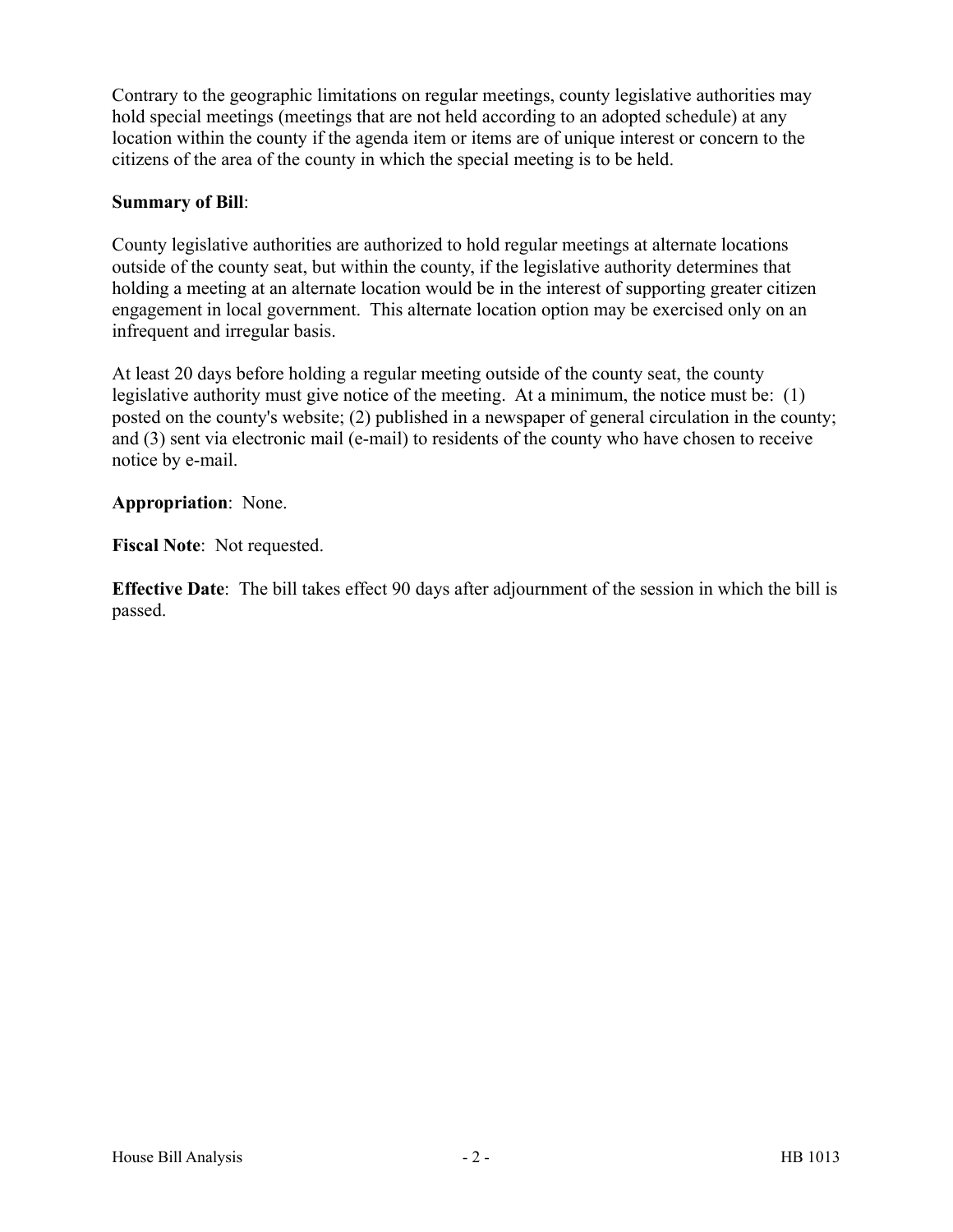Contrary to the geographic limitations on regular meetings, county legislative authorities may hold special meetings (meetings that are not held according to an adopted schedule) at any location within the county if the agenda item or items are of unique interest or concern to the citizens of the area of the county in which the special meeting is to be held.

**Summary of Bill**:

County legislative authorities are authorized to hold regular meetings at alternate locations outside of the county seat, but within the county, if the legislative authority determines that holding a meeting at an alternate location would be in the interest of supporting greater citizen engagement in local government. This alternate location option may be exercised only on an infrequent and irregular basis.

At least 20 days before holding a regular meeting outside of the county seat, the county legislative authority must give notice of the meeting. At a minimum, the notice must be: (1) posted on the county's website; (2) published in a newspaper of general circulation in the county; and (3) sent via electronic mail (e-mail) to residents of the county who have chosen to receive notice by e-mail.

**Appropriation**: None.

**Fiscal Note**: Not requested.

**Effective Date**: The bill takes effect 90 days after adjournment of the session in which the bill is passed.